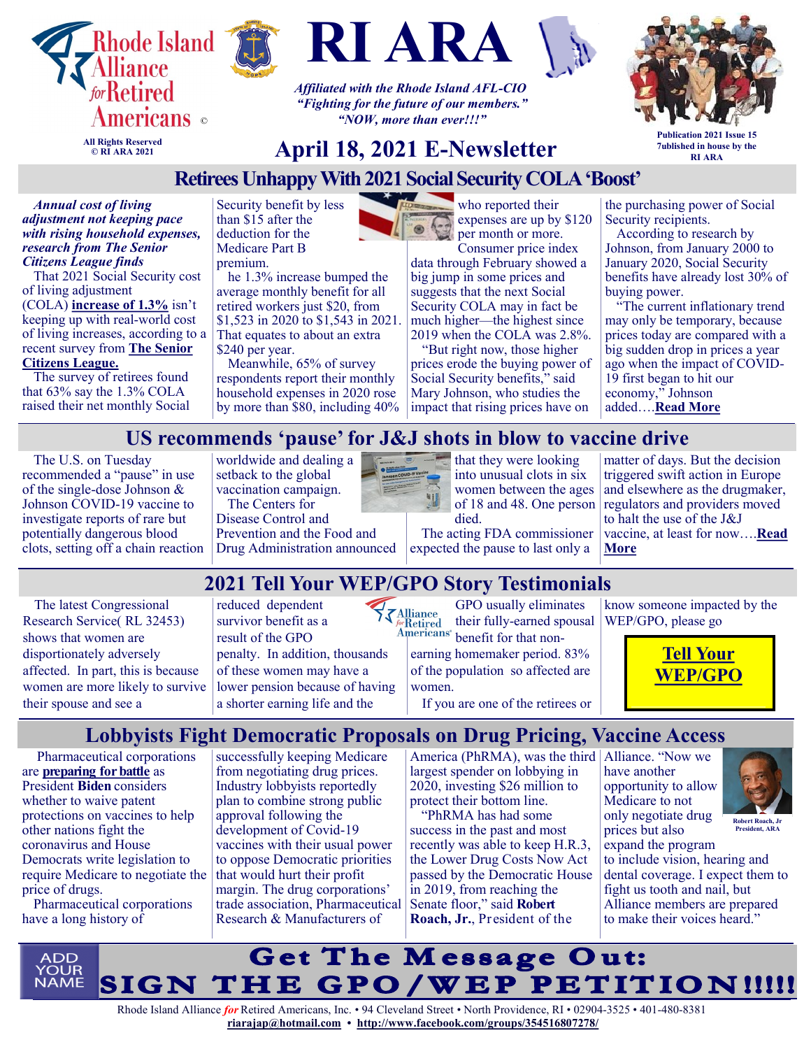# RI ARA

Rhode Island Alliance for Retired Americans ©

All Rights Reserved
© RI ARA 2021

*Affiliated with the Rhode Island AFL-CIO*
*"Fighting for the future of our members."*
*"NOW, more than ever!!!"*

## April 18, 2021 E-Newsletter

Publication 2021 Issue 15
7ublished in house by the RI ARA

## Retirees Unhappy With 2021 Social Security COLA 'Boost'

***Annual cost of living adjustment not keeping pace with rising household expenses, research from The Senior Citizens League finds***

That 2021 Social Security cost of living adjustment (COLA) **increase of 1.3%** isn't keeping up with real-world cost of living increases, according to a recent survey from **The Senior Citizens League.**

The survey of retirees found that 63% say the 1.3% COLA raised their net monthly Social Security benefit by less than $15 after the deduction for the Medicare Part B premium.

he 1.3% increase bumped the average monthly benefit for all retired workers just $20, from $1,523 in 2020 to $1,543 in 2021. That equates to about an extra $240 per year.

Meanwhile, 65% of survey respondents report their monthly household expenses in 2020 rose by more than $80, including 40% who reported their expenses are up by $120 per month or more.

Consumer price index data through February showed a big jump in some prices and suggests that the next Social Security COLA may in fact be much higher—the highest since 2019 when the COLA was 2.8%.

"But right now, those higher prices erode the buying power of Social Security benefits," said Mary Johnson, who studies the impact that rising prices have on the purchasing power of Social Security recipients.

According to research by Johnson, from January 2000 to January 2020, Social Security benefits have already lost 30% of buying power.

"The current inflationary trend may only be temporary, because prices today are compared with a big sudden drop in prices a year ago when the impact of COVID-19 first began to hit our economy," Johnson added….**Read More**

## US recommends 'pause' for J&J shots in blow to vaccine drive

The U.S. on Tuesday recommended a "pause" in use of the single-dose Johnson & Johnson COVID-19 vaccine to investigate reports of rare but potentially dangerous blood clots, setting off a chain reaction worldwide and dealing a setback to the global vaccination campaign.

The Centers for Disease Control and Prevention and the Food and Drug Administration announced that they were looking into unusual clots in six women between the ages of 18 and 48. One person died.

The acting FDA commissioner expected the pause to last only a matter of days. But the decision triggered swift action in Europe and elsewhere as the drugmaker, regulators and providers moved to halt the use of the J&J vaccine, at least for now….**Read More**

## 2021 Tell Your WEP/GPO Story Testimonials

The latest Congressional Research Service( RL 32453) shows that women are disportionately adversely affected. In part, this is because women are more likely to survive their spouse and see a reduced dependent survivor benefit as a result of the GPO penalty. In addition, thousands of these women may have a lower pension because of having a shorter earning life and the GPO usually eliminates their fully-earned spousal benefit for that non-earning homemaker period. 83% of the population so affected are women.

If you are one of the retirees or know someone impacted by the WEP/GPO, please go

**Tell Your WEP/GPO**

## Lobbyists Fight Democratic Proposals on Drug Pricing, Vaccine Access

Pharmaceutical corporations are **preparing for battle** as President **Biden** considers whether to waive patent protections on vaccines to help other nations fight the coronavirus and House Democrats write legislation to require Medicare to negotiate the price of drugs.

Pharmaceutical corporations have a long history of successfully keeping Medicare from negotiating drug prices. Industry lobbyists reportedly plan to combine strong public approval following the development of Covid-19 vaccines with their usual power to oppose Democratic priorities that would hurt their profit margin. The drug corporations' trade association, Pharmaceutical Research & Manufacturers of America (PhRMA), was the third largest spender on lobbying in 2020, investing $26 million to protect their bottom line.

"PhRMA has had some success in the past and most recently was able to keep H.R.3, the Lower Drug Costs Now Act passed by the Democratic House in 2019, from reaching the Senate floor," said **Robert Roach, Jr.**, President of the Alliance. "Now we have another opportunity to allow Medicare to not only negotiate drug prices but also expand the program to include vision, hearing and dental coverage. I expect them to fight us tooth and nail, but Alliance members are prepared to make their voices heard."

Robert Roach, Jr
President, ARA

ADD YOUR NAME

**Get The Message Out:**
**SIGN THE GPO/WEP PETITION!!!!!**

Rhode Island Alliance *for* Retired Americans, Inc. • 94 Cleveland Street • North Providence, RI • 02904-3525 • 401-480-8381
**riarajap@hotmail.com** • **http://www.facebook.com/groups/354516807278/**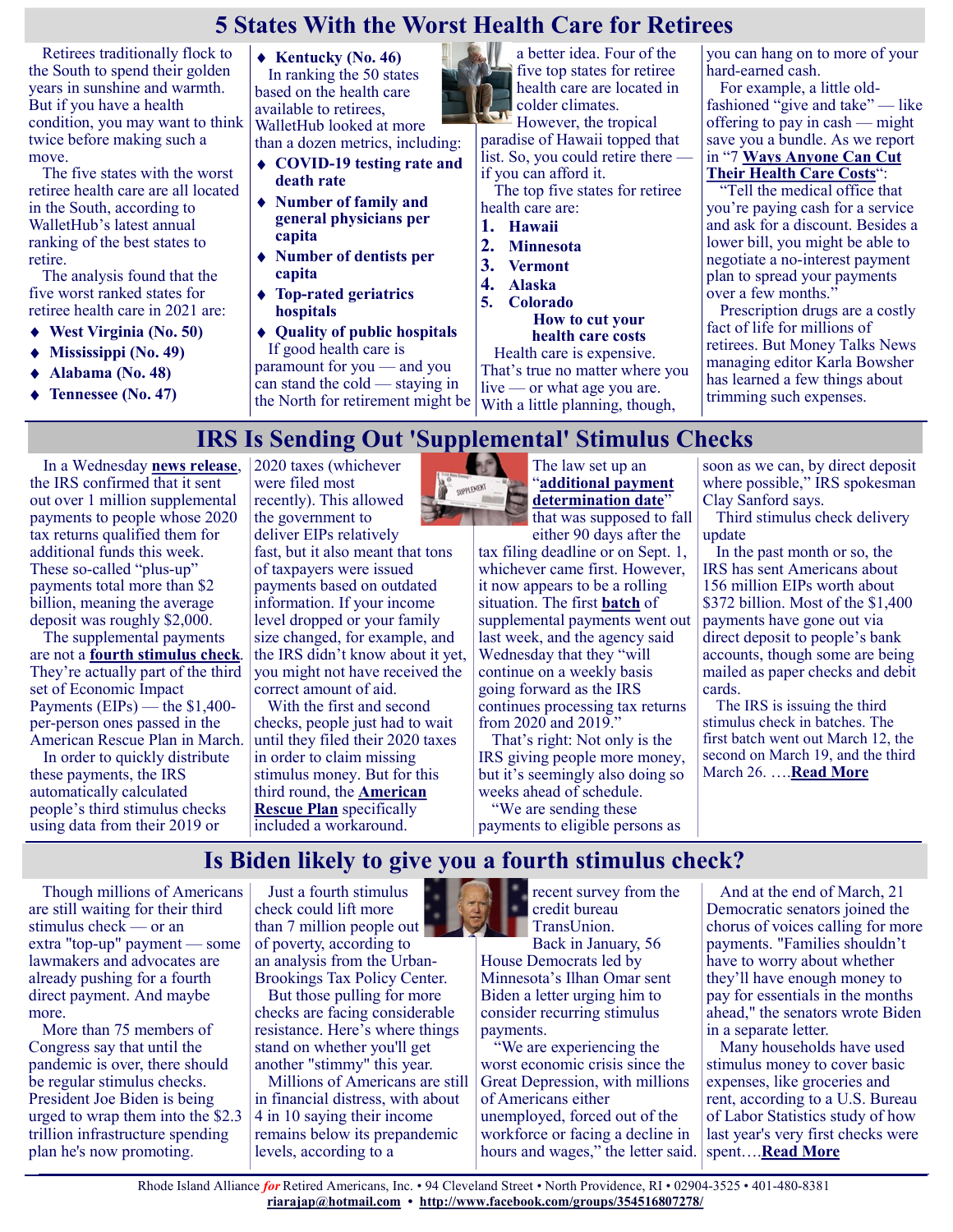# 5 States With the Worst Health Care for Retirees

Retirees traditionally flock to the South to spend their golden years in sunshine and warmth. But if you have a health condition, you may want to think twice before making such a move.

The five states with the worst retiree health care are all located in the South, according to WalletHub's latest annual ranking of the best states to retire.

The analysis found that the five worst ranked states for retiree health care in 2021 are:

- **West Virginia (No. 50)**
- **Mississippi (No. 49)**
- **Alabama (No. 48)**
- **Tennessee (No. 47)**
- **Kentucky (No. 46)**

In ranking the 50 states based on the health care available to retirees, WalletHub looked at more than a dozen metrics, including:

- **COVID-19 testing rate and death rate**
- **Number of family and general physicians per capita**
- **Number of dentists per capita**
- **Top-rated geriatrics hospitals**
- **Quality of public hospitals**

If good health care is paramount for you — and you can stand the cold — staying in the North for retirement might be a better idea. Four of the five top states for retiree health care are located in colder climates. However, the tropical paradise of Hawaii topped that list. So, you could retire there — if you can afford it.

The top five states for retiree health care are:

1. **Hawaii**
2. **Minnesota**
3. **Vermont**
4. **Alaska**
5. **Colorado**

### How to cut your health care costs

Health care is expensive. That's true no matter where you live — or what age you are. With a little planning, though, you can hang on to more of your hard-earned cash.

For example, a little old-fashioned "give and take" — like offering to pay in cash — might save you a bundle. As we report in "7 **Ways Anyone Can Cut Their Health Care Costs**":

"Tell the medical office that you're paying cash for a service and ask for a discount. Besides a lower bill, you might be able to negotiate a no-interest payment plan to spread your payments over a few months."

Prescription drugs are a costly fact of life for millions of retirees. But Money Talks News managing editor Karla Bowsher has learned a few things about trimming such expenses.

# IRS Is Sending Out 'Supplemental' Stimulus Checks

In a Wednesday **news release**, the IRS confirmed that it sent out over 1 million supplemental payments to people whose 2020 tax returns qualified them for additional funds this week. These so-called "plus-up" payments total more than $2 billion, meaning the average deposit was roughly $2,000.

The supplemental payments are not a **fourth stimulus check**. They're actually part of the third set of Economic Impact Payments (EIPs) — the $1,400-per-person ones passed in the American Rescue Plan in March.

In order to quickly distribute these payments, the IRS automatically calculated people's third stimulus checks using data from their 2019 or 2020 taxes (whichever were filed most recently). This allowed the government to deliver EIPs relatively fast, but it also meant that tons of taxpayers were issued payments based on outdated information. If your income level dropped or your family size changed, for example, and the IRS didn't know about it yet, you might not have received the correct amount of aid.

With the first and second checks, people just had to wait until they filed their 2020 taxes in order to claim missing stimulus money. But for this third round, the **American Rescue Plan** specifically included a workaround.

The law set up an "**additional payment determination date**" that was supposed to fall either 90 days after the tax filing deadline or on Sept. 1, whichever came first. However, it now appears to be a rolling situation. The first **batch** of supplemental payments went out last week, and the agency said Wednesday that they "will continue on a weekly basis going forward as the IRS continues processing tax returns from 2020 and 2019."

That's right: Not only is the IRS giving people more money, but it's seemingly also doing so weeks ahead of schedule.

"We are sending these payments to eligible persons as soon as we can, by direct deposit where possible," IRS spokesman Clay Sanford says.

Third stimulus check delivery update

In the past month or so, the IRS has sent Americans about 156 million EIPs worth about $372 billion. Most of the $1,400 payments have gone out via direct deposit to people's bank accounts, though some are being mailed as paper checks and debit cards.

The IRS is issuing the third stimulus check in batches. The first batch went out March 12, the second on March 19, and the third March 26. ….**Read More**

# Is Biden likely to give you a fourth stimulus check?

Though millions of Americans are still waiting for their third stimulus check — or an extra "top-up" payment — some lawmakers and advocates are already pushing for a fourth direct payment. And maybe more.

More than 75 members of Congress say that until the pandemic is over, there should be regular stimulus checks. President Joe Biden is being urged to wrap them into the $2.3 trillion infrastructure spending plan he's now promoting.

Just a fourth stimulus check could lift more than 7 million people out of poverty, according to an analysis from the Urban-Brookings Tax Policy Center.

But those pulling for more checks are facing considerable resistance. Here's where things stand on whether you'll get another "stimmy" this year.

Millions of Americans are still in financial distress, with about 4 in 10 saying their income remains below its prepandemic levels, according to a recent survey from the credit bureau TransUnion.

Back in January, 56 House Democrats led by Minnesota's Ilhan Omar sent Biden a letter urging him to consider recurring stimulus payments.

"We are experiencing the worst economic crisis since the Great Depression, with millions of Americans either unemployed, forced out of the workforce or facing a decline in hours and wages," the letter said.

And at the end of March, 21 Democratic senators joined the chorus of voices calling for more payments. "Families shouldn't have to worry about whether they'll have enough money to pay for essentials in the months ahead," the senators wrote Biden in a separate letter.

Many households have used stimulus money to cover basic expenses, like groceries and rent, according to a U.S. Bureau of Labor Statistics study of how last year's very first checks were spent….**Read More**

Rhode Island Alliance *for* Retired Americans, Inc. • 94 Cleveland Street • North Providence, RI • 02904-3525 • 401-480-8381
**riarajap@hotmail.com** • **http://www.facebook.com/groups/354516807278/**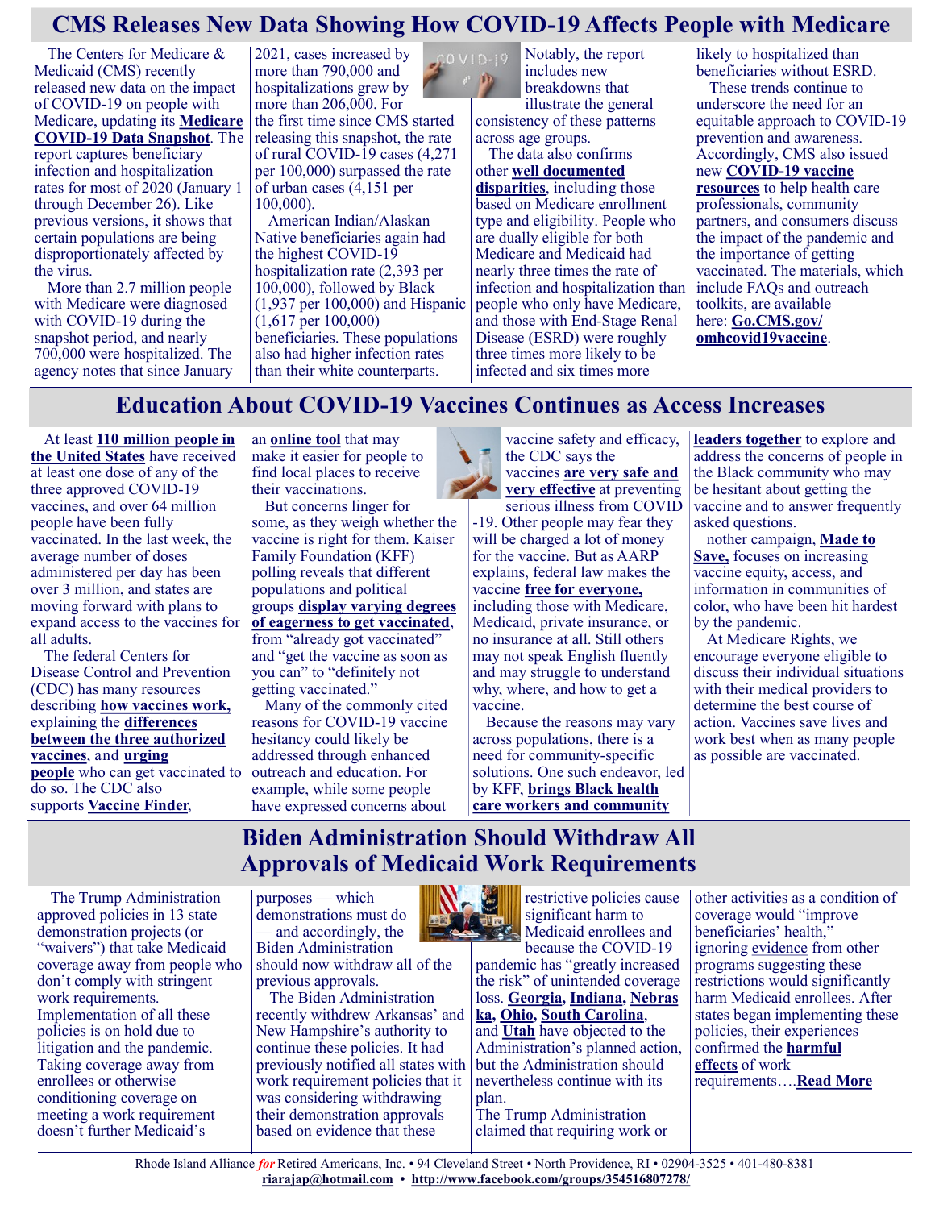## CMS Releases New Data Showing How COVID-19 Affects People with Medicare

The Centers for Medicare & Medicaid (CMS) recently released new data on the impact of COVID-19 on people with Medicare, updating its **Medicare COVID-19 Data Snapshot**. The report captures beneficiary infection and hospitalization rates for most of 2020 (January 1 through December 26). Like previous versions, it shows that certain populations are being disproportionately affected by the virus.

More than 2.7 million people with Medicare were diagnosed with COVID-19 during the snapshot period, and nearly 700,000 were hospitalized. The agency notes that since January 2021, cases increased by more than 790,000 and hospitalizations grew by more than 206,000. For the first time since CMS started releasing this snapshot, the rate of rural COVID-19 cases (4,271 per 100,000) surpassed the rate of urban cases (4,151 per 100,000).

American Indian/Alaskan Native beneficiaries again had the highest COVID-19 hospitalization rate (2,393 per 100,000), followed by Black (1,937 per 100,000) and Hispanic (1,617 per 100,000) beneficiaries. These populations also had higher infection rates than their white counterparts.

Notably, the report includes new breakdowns that illustrate the general consistency of these patterns across age groups.

The data also confirms other **well documented disparities**, including those based on Medicare enrollment type and eligibility. People who are dually eligible for both Medicare and Medicaid had nearly three times the rate of infection and hospitalization than people who only have Medicare, and those with End-Stage Renal Disease (ESRD) were roughly three times more likely to be infected and six times more likely to hospitalized than beneficiaries without ESRD.

These trends continue to underscore the need for an equitable approach to COVID-19 prevention and awareness. Accordingly, CMS also issued new **COVID-19 vaccine resources** to help health care professionals, community partners, and consumers discuss the impact of the pandemic and the importance of getting vaccinated. The materials, which include FAQs and outreach toolkits, are available here: **Go.CMS.gov/omhcovid19vaccine**.

## Education About COVID-19 Vaccines Continues as Access Increases

At least **110 million people in the United States** have received at least one dose of any of the three approved COVID-19 vaccines, and over 64 million people have been fully vaccinated. In the last week, the average number of doses administered per day has been over 3 million, and states are moving forward with plans to expand access to the vaccines for all adults.

The federal Centers for Disease Control and Prevention (CDC) has many resources describing **how vaccines work,** explaining the **differences between the three authorized vaccines**, and **urging people** who can get vaccinated to do so. The CDC also supports **Vaccine Finder**, an **online tool** that may make it easier for people to find local places to receive their vaccinations.

But concerns linger for some, as they weigh whether the vaccine is right for them. Kaiser Family Foundation (KFF) polling reveals that different populations and political groups **display varying degrees of eagerness to get vaccinated**, from "already got vaccinated" and "get the vaccine as soon as you can" to "definitely not getting vaccinated."

Many of the commonly cited reasons for COVID-19 vaccine hesitancy could likely be addressed through enhanced outreach and education. For example, while some people have expressed concerns about vaccine safety and efficacy, the CDC says the vaccines **are very safe and very effective** at preventing serious illness from COVID-19. Other people may fear they will be charged a lot of money for the vaccine. But as AARP explains, federal law makes the vaccine **free for everyone,** including those with Medicare, Medicaid, private insurance, or no insurance at all. Still others may not speak English fluently and may struggle to understand why, where, and how to get a vaccine.

Because the reasons may vary across populations, there is a need for community-specific solutions. One such endeavor, led by KFF, **brings Black health care workers and community leaders together** to explore and address the concerns of people in the Black community who may be hesitant about getting the vaccine and to answer frequently asked questions.

nother campaign, **Made to Save,** focuses on increasing vaccine equity, access, and information in communities of color, who have been hit hardest by the pandemic.

At Medicare Rights, we encourage everyone eligible to discuss their individual situations with their medical providers to determine the best course of action. Vaccines save lives and work best when as many people as possible are vaccinated.

## Biden Administration Should Withdraw All Approvals of Medicaid Work Requirements

The Trump Administration approved policies in 13 state demonstration projects (or "waivers") that take Medicaid coverage away from people who don't comply with stringent work requirements. Implementation of all these policies is on hold due to litigation and the pandemic. Taking coverage away from enrollees or otherwise conditioning coverage on meeting a work requirement doesn't further Medicaid's purposes — which demonstrations must do — and accordingly, the Biden Administration should now withdraw all of the previous approvals.

The Biden Administration recently withdrew Arkansas' and New Hampshire's authority to continue these policies. It had previously notified all states with work requirement policies that it was considering withdrawing their demonstration approvals based on evidence that these restrictive policies cause significant harm to Medicaid enrollees and because the COVID-19 pandemic has "greatly increased the risk" of unintended coverage loss. **Georgia**, **Indiana**, **Nebraska**, **Ohio**, **South Carolina**, and **Utah** have objected to the Administration's planned action, but the Administration should nevertheless continue with its plan.

The Trump Administration claimed that requiring work or other activities as a condition of coverage would "improve beneficiaries' health," ignoring evidence from other programs suggesting these restrictions would significantly harm Medicaid enrollees. After states began implementing these policies, their experiences confirmed the **harmful effects** of work requirements….**Read More**

Rhode Island Alliance *for* Retired Americans, Inc. • 94 Cleveland Street • North Providence, RI • 02904-3525 • 401-480-8381
**riarajap@hotmail.com** • **http://www.facebook.com/groups/354516807278/**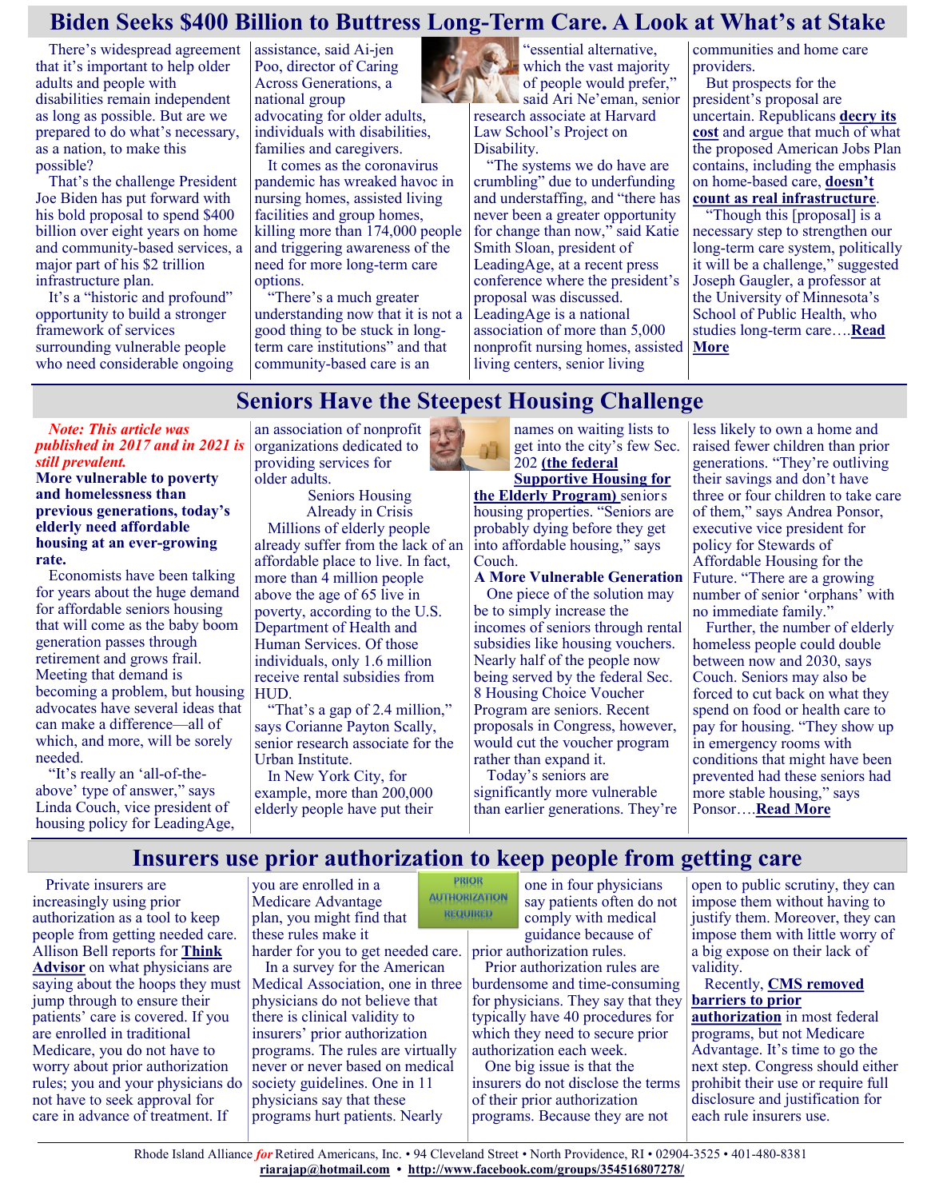## Biden Seeks $400 Billion to Buttress Long-Term Care. A Look at What's at Stake

There's widespread agreement that it's important to help older adults and people with disabilities remain independent as long as possible. But are we prepared to do what's necessary, as a nation, to make this possible?

That's the challenge President Joe Biden has put forward with his bold proposal to spend $400 billion over eight years on home and community-based services, a major part of his $2 trillion infrastructure plan.

It's a "historic and profound" opportunity to build a stronger framework of services surrounding vulnerable people who need considerable ongoing assistance, said Ai-jen Poo, director of Caring Across Generations, a national group advocating for older adults, individuals with disabilities, families and caregivers.

It comes as the coronavirus pandemic has wreaked havoc in nursing homes, assisted living facilities and group homes, killing more than 174,000 people and triggering awareness of the need for more long-term care options.

"There's a much greater understanding now that it is not a good thing to be stuck in long-term care institutions" and that community-based care is an "essential alternative, which the vast majority of people would prefer," said Ari Ne'eman, senior research associate at Harvard Law School's Project on Disability.

"The systems we do have are crumbling" due to underfunding and understaffing, and "there has never been a greater opportunity for change than now," said Katie Smith Sloan, president of LeadingAge, at a recent press conference where the president's proposal was discussed. LeadingAge is a national association of more than 5,000 nonprofit nursing homes, assisted living centers, senior living communities and home care providers.

But prospects for the president's proposal are uncertain. Republicans **decry its cost** and argue that much of what the proposed American Jobs Plan contains, including the emphasis on home-based care, **doesn't count as real infrastructure**.

"Though this [proposal] is a necessary step to strengthen our long-term care system, politically it will be a challenge," suggested Joseph Gaugler, a professor at the University of Minnesota's School of Public Health, who studies long-term care….**Read More**

## Seniors Have the Steepest Housing Challenge

***Note: This article was published in 2017 and in 2021 is still prevalent.***

**More vulnerable to poverty and homelessness than previous generations, today's elderly need affordable housing at an ever-growing rate.**

Economists have been talking for years about the huge demand for affordable seniors housing that will come as the baby boom generation passes through retirement and grows frail. Meeting that demand is becoming a problem, but housing advocates have several ideas that can make a difference—all of which, and more, will be sorely needed.

"It's really an 'all-of-the-above' type of answer," says Linda Couch, vice president of housing policy for LeadingAge, an association of nonprofit organizations dedicated to providing services for older adults.

Seniors Housing Already in Crisis

Millions of elderly people already suffer from the lack of an affordable place to live. In fact, more than 4 million people above the age of 65 live in poverty, according to the U.S. Department of Health and Human Services. Of those individuals, only 1.6 million receive rental subsidies from HUD.

"That's a gap of 2.4 million," says Corianne Payton Scally, senior research associate for the Urban Institute.

In New York City, for example, more than 200,000 elderly people have put their names on waiting lists to get into the city's few Sec. 202 **(the federal Supportive Housing for the Elderly Program)** seniors housing properties. "Seniors are probably dying before they get into affordable housing," says Couch.

**A More Vulnerable Generation**

One piece of the solution may be to simply increase the incomes of seniors through rental subsidies like housing vouchers. Nearly half of the people now being served by the federal Sec. 8 Housing Choice Voucher Program are seniors. Recent proposals in Congress, however, would cut the voucher program rather than expand it.

Today's seniors are significantly more vulnerable than earlier generations. They're less likely to own a home and raised fewer children than prior generations. "They're outliving their savings and don't have three or four children to take care of them," says Andrea Ponsor, executive vice president for policy for Stewards of Affordable Housing for the Future. "There are a growing number of senior 'orphans' with no immediate family."

Further, the number of elderly homeless people could double between now and 2030, says Couch. Seniors may also be forced to cut back on what they spend on food or health care to pay for housing. "They show up in emergency rooms with conditions that might have been prevented had these seniors had more stable housing," says Ponsor….**Read More**

## Insurers use prior authorization to keep people from getting care

Private insurers are increasingly using prior authorization as a tool to keep people from getting needed care. Allison Bell reports for **Think Advisor** on what physicians are saying about the hoops they must jump through to ensure their patients' care is covered. If you are enrolled in traditional Medicare, you do not have to worry about prior authorization rules; you and your physicians do not have to seek approval for care in advance of treatment. If you are enrolled in a Medicare Advantage plan, you might find that these rules make it harder for you to get needed care.

In a survey for the American Medical Association, one in three physicians do not believe that there is clinical validity to insurers' prior authorization programs. The rules are virtually never or never based on medical society guidelines. One in 11 physicians say that these programs hurt patients. Nearly one in four physicians say patients often do not comply with medical guidance because of prior authorization rules.

Prior authorization rules are burdensome and time-consuming for physicians. They say that they typically have 40 procedures for which they need to secure prior authorization each week.

One big issue is that the insurers do not disclose the terms of their prior authorization programs. Because they are not open to public scrutiny, they can impose them without having to justify them. Moreover, they can impose them with little worry of a big expose on their lack of validity.

Recently, **CMS removed barriers to prior authorization** in most federal programs, but not Medicare Advantage. It's time to go the next step. Congress should either prohibit their use or require full disclosure and justification for each rule insurers use.

Rhode Island Alliance *for* Retired Americans, Inc. • 94 Cleveland Street • North Providence, RI • 02904-3525 • 401-480-8381
**riarajap@hotmail.com** • **http://www.facebook.com/groups/354516807278/**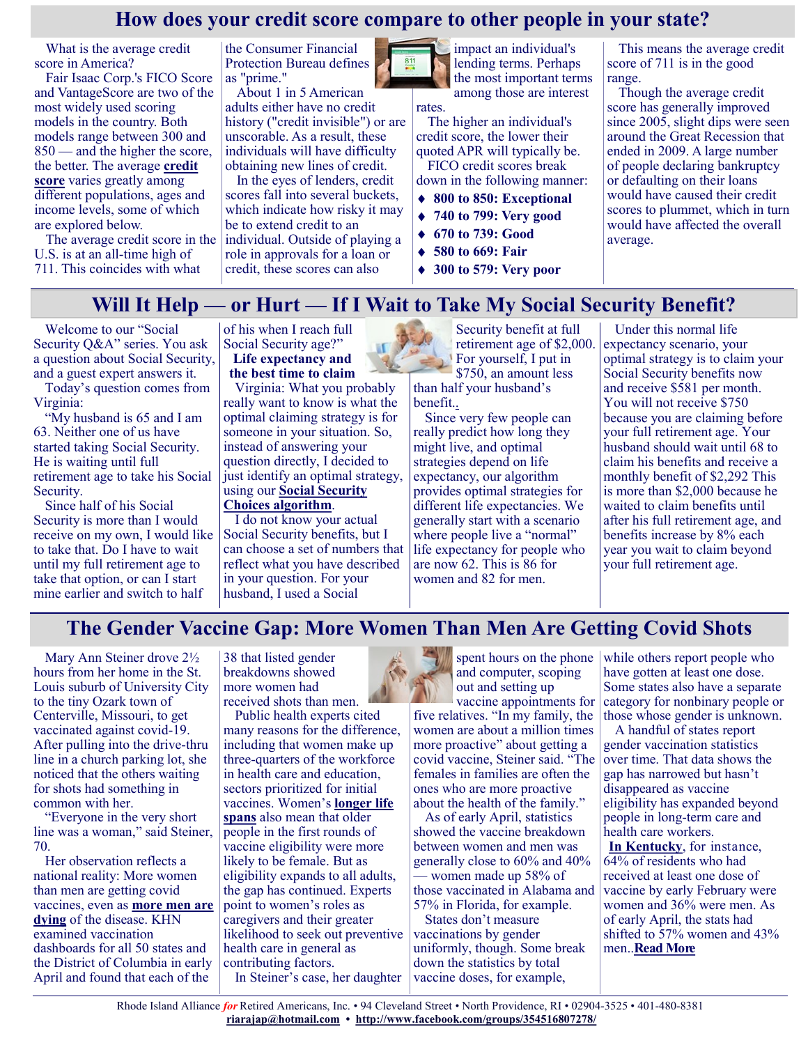# How does your credit score compare to other people in your state?

What is the average credit score in America?

Fair Isaac Corp.'s FICO Score and VantageScore are two of the most widely used scoring models in the country. Both models range between 300 and 850 — and the higher the score, the better. The average **credit score** varies greatly among different populations, ages and income levels, some of which are explored below.

The average credit score in the U.S. is at an all-time high of 711. This coincides with what the Consumer Financial Protection Bureau defines as "prime."

About 1 in 5 American adults either have no credit history ("credit invisible") or are unscorable. As a result, these individuals will have difficulty obtaining new lines of credit.

In the eyes of lenders, credit scores fall into several buckets, which indicate how risky it may be to extend credit to an individual. Outside of playing a role in approvals for a loan or credit, these scores can also impact an individual's lending terms. Perhaps the most important terms among those are interest rates.

The higher an individual's credit score, the lower their quoted APR will typically be.

FICO credit scores break down in the following manner:

- **800 to 850: Exceptional**
- **740 to 799: Very good**
- **670 to 739: Good**
- **580 to 669: Fair**
- **300 to 579: Very poor**

This means the average credit score of 711 is in the good range.

Though the average credit score has generally improved since 2005, slight dips were seen around the Great Recession that ended in 2009. A large number of people declaring bankruptcy or defaulting on their loans would have caused their credit scores to plummet, which in turn would have affected the overall average.

# Will It Help — or Hurt — If I Wait to Take My Social Security Benefit?

Welcome to our "Social Security Q&A" series. You ask a question about Social Security, and a guest expert answers it.

Today's question comes from Virginia:

"My husband is 65 and I am 63. Neither one of us have started taking Social Security. He is waiting until full retirement age to take his Social Security.

Since half of his Social Security is more than I would receive on my own, I would like to take that. Do I have to wait until my full retirement age to take that option, or can I start mine earlier and switch to half of his when I reach full Social Security age?"

**Life expectancy and the best time to claim**

Virginia: What you probably really want to know is what the optimal claiming strategy is for someone in your situation. So, instead of answering your question directly, I decided to just identify an optimal strategy, using our **Social Security Choices algorithm**.

I do not know your actual Social Security benefits, but I can choose a set of numbers that reflect what you have described in your question. For your husband, I used a Social Security benefit at full retirement age of $2,000. For yourself, I put in $750, an amount less than half your husband's benefit..

Since very few people can really predict how long they might live, and optimal strategies depend on life expectancy, our algorithm provides optimal strategies for different life expectancies. We generally start with a scenario where people live a "normal" life expectancy for people who are now 62. This is 86 for women and 82 for men.

Under this normal life expectancy scenario, your optimal strategy is to claim your Social Security benefits now and receive $581 per month. You will not receive $750 because you are claiming before your full retirement age. Your husband should wait until 68 to claim his benefits and receive a monthly benefit of $2,292 This is more than $2,000 because he waited to claim benefits until after his full retirement age, and benefits increase by 8% each year you wait to claim beyond your full retirement age.

# The Gender Vaccine Gap: More Women Than Men Are Getting Covid Shots

Mary Ann Steiner drove 2½ hours from her home in the St. Louis suburb of University City to the tiny Ozark town of Centerville, Missouri, to get vaccinated against covid-19. After pulling into the drive-thru line in a church parking lot, she noticed that the others waiting for shots had something in common with her.

"Everyone in the very short line was a woman," said Steiner, 70.

Her observation reflects a national reality: More women than men are getting covid vaccines, even as **more men are dying** of the disease. KHN examined vaccination dashboards for all 50 states and the District of Columbia in early April and found that each of the 38 that listed gender breakdowns showed more women had received shots than men.

Public health experts cited many reasons for the difference, including that women make up three-quarters of the workforce in health care and education, sectors prioritized for initial vaccines. Women's **longer life spans** also mean that older people in the first rounds of vaccine eligibility were more likely to be female. But as eligibility expands to all adults, the gap has continued. Experts point to women's roles as caregivers and their greater likelihood to seek out preventive health care in general as contributing factors.

In Steiner's case, her daughter spent hours on the phone and computer, scoping out and setting up vaccine appointments for five relatives. "In my family, the women are about a million times more proactive" about getting a covid vaccine, Steiner said. "The females in families are often the ones who are more proactive about the health of the family."

As of early April, statistics showed the vaccine breakdown between women and men was generally close to 60% and 40% — women made up 58% of those vaccinated in Alabama and 57% in Florida, for example.

States don't measure vaccinations by gender uniformly, though. Some break down the statistics by total vaccine doses, for example, while others report people who have gotten at least one dose. Some states also have a separate category for nonbinary people or those whose gender is unknown.

A handful of states report gender vaccination statistics over time. That data shows the gap has narrowed but hasn't disappeared as vaccine eligibility has expanded beyond people in long-term care and health care workers.

**In Kentucky**, for instance, 64% of residents who had received at least one dose of vaccine by early February were women and 36% were men. As of early April, the stats had shifted to 57% women and 43% men..**Read More**

Rhode Island Alliance *for* Retired Americans, Inc. • 94 Cleveland Street • North Providence, RI • 02904-3525 • 401-480-8381
**riarajap@hotmail.com** • **http://www.facebook.com/groups/354516807278/**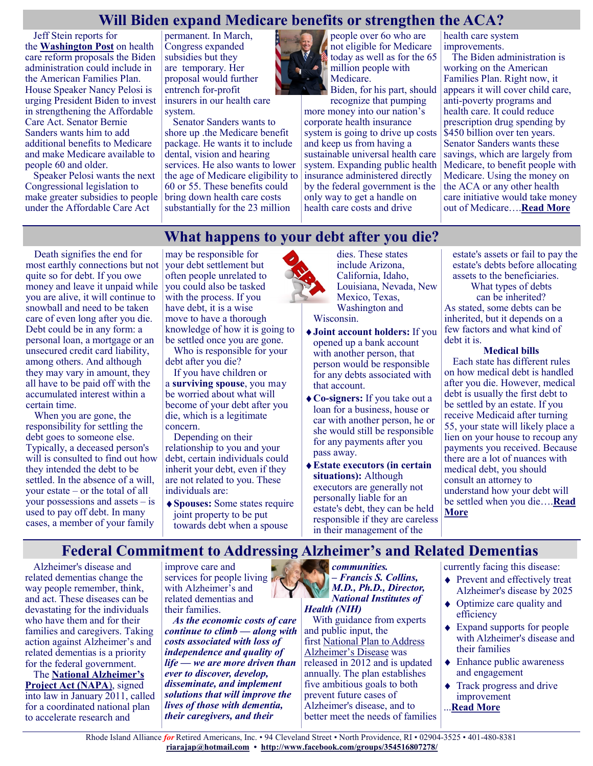## Will Biden expand Medicare benefits or strengthen the ACA?

Jeff Stein reports for the **Washington Post** on health care reform proposals the Biden administration could include in the American Families Plan. House Speaker Nancy Pelosi is urging President Biden to invest in strengthening the Affordable Care Act. Senator Bernie Sanders wants him to add additional benefits to Medicare and make Medicare available to people 60 and older.

Speaker Pelosi wants the next Congressional legislation to make greater subsidies to people under the Affordable Care Act permanent. In March, Congress expanded subsidies but they are temporary. Her proposal would further entrench for-profit insurers in our health care system.

Senator Sanders wants to shore up .the Medicare benefit package. He wants it to include dental, vision and hearing services. He also wants to lower the age of Medicare eligibility to 60 or 55. These benefits could bring down health care costs substantially for the 23 million people over 6o who are not eligible for Medicare today as well as for the 65 million people with Medicare.

Biden, for his part, should recognize that pumping more money into our nation's corporate health insurance system is going to drive up costs and keep us from having a sustainable universal health care system. Expanding public health insurance administered directly by the federal government is the only way to get a handle on health care costs and drive health care system improvements.

The Biden administration is working on the American Families Plan. Right now, it appears it will cover child care, anti-poverty programs and health care. It could reduce prescription drug spending by $450 billion over ten years. Senator Sanders wants these savings, which are largely from Medicare, to benefit people with Medicare. Using the money on the ACA or any other health care initiative would take money out of Medicare….**Read More**

## What happens to your debt after you die?

Death signifies the end for most earthly connections but not quite so for debt. If you owe money and leave it unpaid while you are alive, it will continue to snowball and need to be taken care of even long after you die. Debt could be in any form: a personal loan, a mortgage or an unsecured credit card liability, among others. And although they may vary in amount, they all have to be paid off with the accumulated interest within a certain time.

When you are gone, the responsibility for settling the debt goes to someone else. Typically, a deceased person's will is consulted to find out how they intended the debt to be settled. In the absence of a will, your estate – or the total of all your possessions and assets – is used to pay off debt. In many cases, a member of your family may be responsible for your debt settlement but often people unrelated to you could also be tasked with the process. If you have debt, it is a wise move to have a thorough knowledge of how it is going to be settled once you are gone.

Who is responsible for your debt after you die?

If you have children or a **surviving spouse**, you may be worried about what will become of your debt after you die, which is a legitimate concern.

Depending on their relationship to you and your debt, certain individuals could inherit your debt, even if they are not related to you. These individuals are:

- **Spouses:** Some states require joint property to be put towards debt when a spouse dies. These states include Arizona, California, Idaho, Louisiana, Nevada, New Mexico, Texas, Washington and Wisconsin.
- **Joint account holders:** If you opened up a bank account with another person, that person would be responsible for any debts associated with that account.
- **Co-signers:** If you take out a loan for a business, house or car with another person, he or she would still be responsible for any payments after you pass away.
- **Estate executors (in certain situations):** Although executors are generally not personally liable for an estate's debt, they can be held responsible if they are careless in their management of the estate's assets or fail to pay the estate's debts before allocating assets to the beneficiaries.

What types of debts can be inherited?

As stated, some debts can be inherited, but it depends on a few factors and what kind of debt it is.

**Medical bills**

Each state has different rules on how medical debt is handled after you die. However, medical debt is usually the first debt to be settled by an estate. If you receive Medicaid after turning 55, your state will likely place a lien on your house to recoup any payments you received. Because there are a lot of nuances with medical debt, you should consult an attorney to understand how your debt will be settled when you die….**Read More**

## Federal Commitment to Addressing Alzheimer's and Related Dementias

Alzheimer's disease and related dementias change the way people remember, think, and act. These diseases can be devastating for the individuals who have them and for their families and caregivers. Taking action against Alzheimer's and related dementias is a priority for the federal government.

The **National Alzheimer's Project Act (NAPA)**, signed into law in January 2011, called for a coordinated national plan to accelerate research and improve care and services for people living with Alzheimer's and related dementias and their families.

***As the economic costs of care continue to climb — along with costs associated with loss of independence and quality of life — we are more driven than ever to discover, develop, disseminate, and implement solutions that will improve the lives of those with dementia, their caregivers, and their communities.***
***– Francis S. Collins, M.D., Ph.D., Director, National Institutes of Health (NIH)***

With guidance from experts and public input, the first National Plan to Address Alzheimer's Disease was released in 2012 and is updated annually. The plan establishes five ambitious goals to both prevent future cases of Alzheimer's disease, and to better meet the needs of families currently facing this disease:

- Prevent and effectively treat Alzheimer's disease by 2025
- Optimize care quality and efficiency
- Expand supports for people with Alzheimer's disease and their families
- Enhance public awareness and engagement
- Track progress and drive improvement

...**Read More**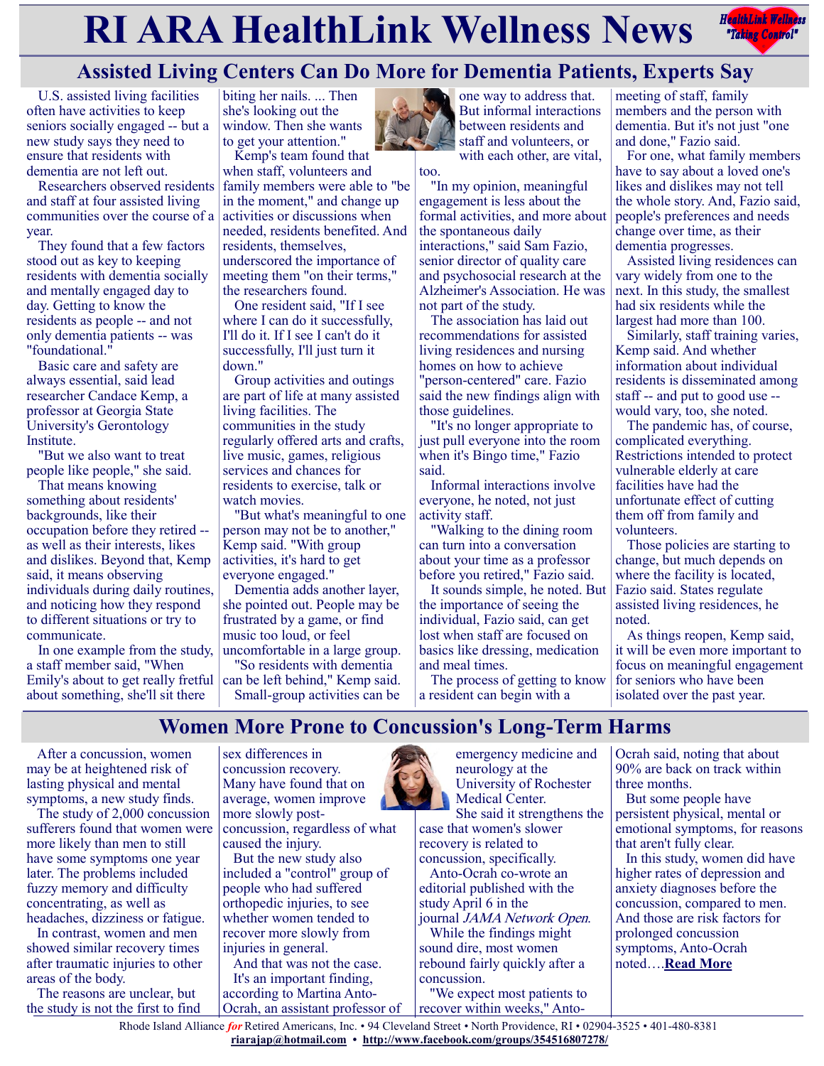# RI ARA HealthLink Wellness News

## Assisted Living Centers Can Do More for Dementia Patients, Experts Say

U.S. assisted living facilities often have activities to keep seniors socially engaged -- but a new study says they need to ensure that residents with dementia are not left out.

Researchers observed residents and staff at four assisted living communities over the course of a year.

They found that a few factors stood out as key to keeping residents with dementia socially and mentally engaged day to day. Getting to know the residents as people -- and not only dementia patients -- was "foundational."

Basic care and safety are always essential, said lead researcher Candace Kemp, a professor at Georgia State University's Gerontology Institute.

"But we also want to treat people like people," she said.

That means knowing something about residents' backgrounds, like their occupation before they retired -- as well as their interests, likes and dislikes. Beyond that, Kemp said, it means observing individuals during daily routines, and noticing how they respond to different situations or try to communicate.

In one example from the study, a staff member said, "When Emily's about to get really fretful about something, she'll sit there biting her nails. ... Then she's looking out the window. Then she wants to get your attention."

Kemp's team found that when staff, volunteers and family members were able to "be in the moment," and change up activities or discussions when needed, residents benefited. And residents, themselves, underscored the importance of meeting them "on their terms," the researchers found.

One resident said, "If I see where I can do it successfully, I'll do it. If I see I can't do it successfully, I'll just turn it down."

Group activities and outings are part of life at many assisted living facilities. The communities in the study regularly offered arts and crafts, live music, games, religious services and chances for residents to exercise, talk or watch movies.

"But what's meaningful to one person may not be to another," Kemp said. "With group activities, it's hard to get everyone engaged."

Dementia adds another layer, she pointed out. People may be frustrated by a game, or find music too loud, or feel uncomfortable in a large group.

"So residents with dementia can be left behind," Kemp said.

Small-group activities can be one way to address that. But informal interactions between residents and staff and volunteers, or with each other, are vital, too.

"In my opinion, meaningful engagement is less about the formal activities, and more about the spontaneous daily interactions," said Sam Fazio, senior director of quality care and psychosocial research at the Alzheimer's Association. He was not part of the study.

The association has laid out recommendations for assisted living residences and nursing homes on how to achieve "person-centered" care. Fazio said the new findings align with those guidelines.

"It's no longer appropriate to just pull everyone into the room when it's Bingo time," Fazio said.

Informal interactions involve everyone, he noted, not just activity staff.

"Walking to the dining room can turn into a conversation about your time as a professor before you retired," Fazio said.

It sounds simple, he noted. But the importance of seeing the individual, Fazio said, can get lost when staff are focused on basics like dressing, medication and meal times.

The process of getting to know a resident can begin with a meeting of staff, family members and the person with dementia. But it's not just "one and done," Fazio said.

For one, what family members have to say about a loved one's likes and dislikes may not tell the whole story. And, Fazio said, people's preferences and needs change over time, as their dementia progresses.

Assisted living residences can vary widely from one to the next. In this study, the smallest had six residents while the largest had more than 100.

Similarly, staff training varies, Kemp said. And whether information about individual residents is disseminated among staff -- and put to good use -- would vary, too, she noted.

The pandemic has, of course, complicated everything. Restrictions intended to protect vulnerable elderly at care facilities have had the unfortunate effect of cutting them off from family and volunteers.

Those policies are starting to change, but much depends on where the facility is located, Fazio said. States regulate assisted living residences, he noted.

As things reopen, Kemp said, it will be even more important to focus on meaningful engagement for seniors who have been isolated over the past year.

## Women More Prone to Concussion's Long-Term Harms

After a concussion, women may be at heightened risk of lasting physical and mental symptoms, a new study finds.

The study of 2,000 concussion sufferers found that women were more likely than men to still have some symptoms one year later. The problems included fuzzy memory and difficulty concentrating, as well as headaches, dizziness or fatigue.

In contrast, women and men showed similar recovery times after traumatic injuries to other areas of the body.

The reasons are unclear, but the study is not the first to find sex differences in concussion recovery. Many have found that on average, women improve more slowly post-concussion, regardless of what caused the injury.

But the new study also included a "control" group of people who had suffered orthopedic injuries, to see whether women tended to recover more slowly from injuries in general.

And that was not the case.

It's an important finding, according to Martina Anto-Ocrah, an assistant professor of emergency medicine and neurology at the University of Rochester Medical Center.

She said it strengthens the case that women's slower recovery is related to concussion, specifically.

Anto-Ocrah co-wrote an editorial published with the study April 6 in the journal *JAMA Network Open*.

While the findings might sound dire, most women rebound fairly quickly after a concussion.

"We expect most patients to recover within weeks," Anto-Ocrah said, noting that about 90% are back on track within three months.

But some people have persistent physical, mental or emotional symptoms, for reasons that aren't fully clear.

In this study, women did have higher rates of depression and anxiety diagnoses before the concussion, compared to men. And those are risk factors for prolonged concussion symptoms, Anto-Ocrah noted….**Read More**

Rhode Island Alliance *for* Retired Americans, Inc. • 94 Cleveland Street • North Providence, RI • 02904-3525 • 401-480-8381
**riarajap@hotmail.com** • **http://www.facebook.com/groups/354516807278/**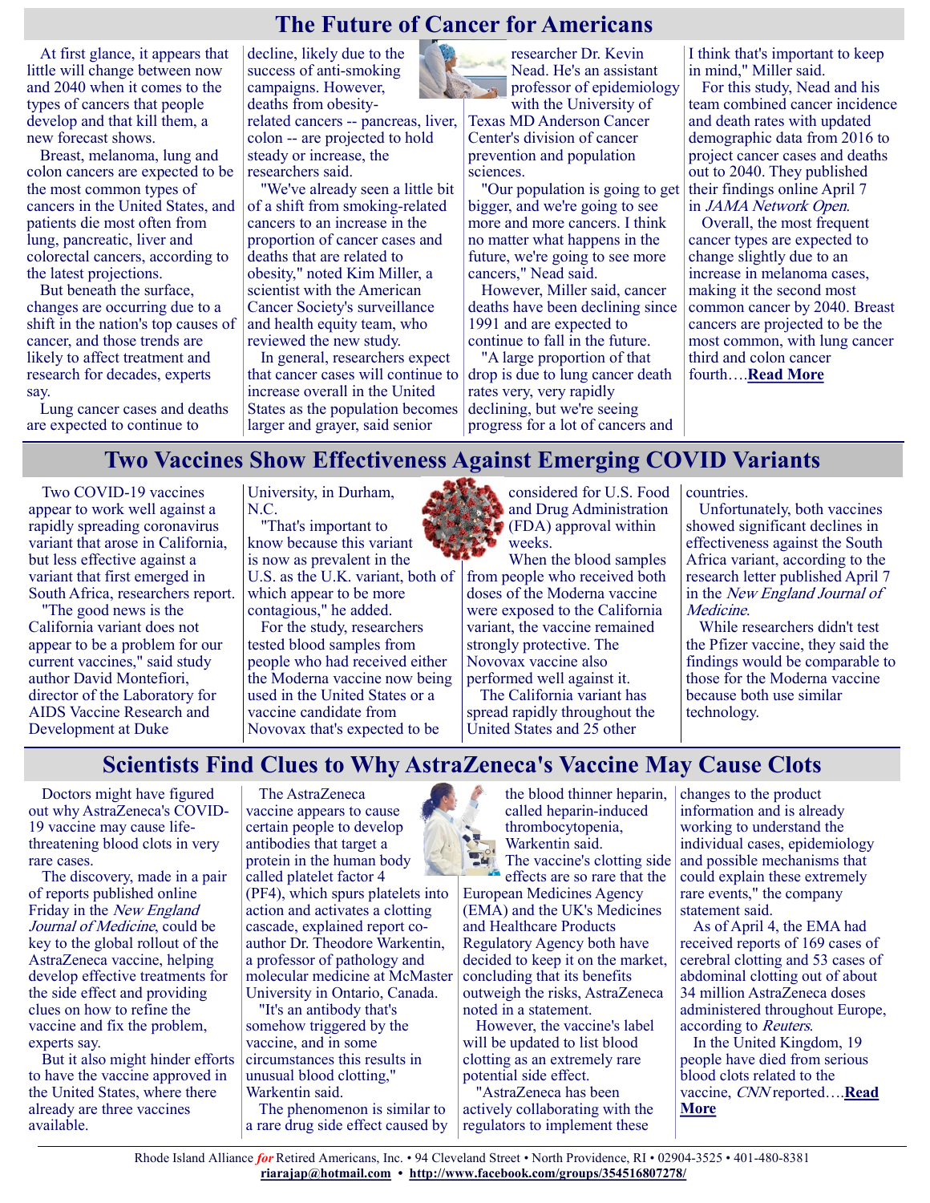# The Future of Cancer for Americans

At first glance, it appears that little will change between now and 2040 when it comes to the types of cancers that people develop and that kill them, a new forecast shows.

Breast, melanoma, lung and colon cancers are expected to be the most common types of cancers in the United States, and patients die most often from lung, pancreatic, liver and colorectal cancers, according to the latest projections.

But beneath the surface, changes are occurring due to a shift in the nation's top causes of cancer, and those trends are likely to affect treatment and research for decades, experts say.

Lung cancer cases and deaths are expected to continue to decline, likely due to the success of anti-smoking campaigns. However, deaths from obesity-related cancers -- pancreas, liver, colon -- are projected to hold steady or increase, the researchers said.

"We've already seen a little bit of a shift from smoking-related cancers to an increase in the proportion of cancer cases and deaths that are related to obesity," noted Kim Miller, a scientist with the American Cancer Society's surveillance and health equity team, who reviewed the new study.

In general, researchers expect that cancer cases will continue to increase overall in the United States as the population becomes larger and grayer, said senior researcher Dr. Kevin Nead. He's an assistant professor of epidemiology with the University of Texas MD Anderson Cancer Center's division of cancer prevention and population sciences.

"Our population is going to get bigger, and we're going to see more and more cancers. I think no matter what happens in the future, we're going to see more cancers," Nead said.

However, Miller said, cancer deaths have been declining since 1991 and are expected to continue to fall in the future.

"A large proportion of that drop is due to lung cancer death rates very, very rapidly declining, but we're seeing progress for a lot of cancers and I think that's important to keep in mind," Miller said.

For this study, Nead and his team combined cancer incidence and death rates with updated demographic data from 2016 to project cancer cases and deaths out to 2040. They published their findings online April 7 in *JAMA Network Open*.

Overall, the most frequent cancer types are expected to change slightly due to an increase in melanoma cases, making it the second most common cancer by 2040. Breast cancers are projected to be the most common, with lung cancer third and colon cancer fourth….**Read More**

# Two Vaccines Show Effectiveness Against Emerging COVID Variants

Two COVID-19 vaccines appear to work well against a rapidly spreading coronavirus variant that arose in California, but less effective against a variant that first emerged in South Africa, researchers report.

"The good news is the California variant does not appear to be a problem for our current vaccines," said study author David Montefiori, director of the Laboratory for AIDS Vaccine Research and Development at Duke University, in Durham, N.C.

"That's important to know because this variant is now as prevalent in the U.S. as the U.K. variant, both of which appear to be more contagious," he added.

For the study, researchers tested blood samples from people who had received either the Moderna vaccine now being used in the United States or a vaccine candidate from Novovax that's expected to be considered for U.S. Food and Drug Administration (FDA) approval within weeks.

When the blood samples from people who received both doses of the Moderna vaccine were exposed to the California variant, the vaccine remained strongly protective. The Novovax vaccine also performed well against it.

The California variant has spread rapidly throughout the United States and 25 other countries.

Unfortunately, both vaccines showed significant declines in effectiveness against the South Africa variant, according to the research letter published April 7 in the *New England Journal of Medicine*.

While researchers didn't test the Pfizer vaccine, they said the findings would be comparable to those for the Moderna vaccine because both use similar technology.

# Scientists Find Clues to Why AstraZeneca's Vaccine May Cause Clots

Doctors might have figured out why AstraZeneca's COVID-19 vaccine may cause life-threatening blood clots in very rare cases.

The discovery, made in a pair of reports published online Friday in the *New England Journal of Medicine*, could be key to the global rollout of the AstraZeneca vaccine, helping develop effective treatments for the side effect and providing clues on how to refine the vaccine and fix the problem, experts say.

But it also might hinder efforts to have the vaccine approved in the United States, where there already are three vaccines available.

The AstraZeneca vaccine appears to cause certain people to develop antibodies that target a protein in the human body called platelet factor 4 (PF4), which spurs platelets into action and activates a clotting cascade, explained report co-author Dr. Theodore Warkentin, a professor of pathology and molecular medicine at McMaster University in Ontario, Canada.

"It's an antibody that's somehow triggered by the vaccine, and in some circumstances this results in unusual blood clotting," Warkentin said.

The phenomenon is similar to a rare drug side effect caused by the blood thinner heparin, called heparin-induced thrombocytopenia, Warkentin said.

The vaccine's clotting side effects are so rare that the European Medicines Agency (EMA) and the UK's Medicines and Healthcare Products Regulatory Agency both have decided to keep it on the market, concluding that its benefits outweigh the risks, AstraZeneca noted in a statement.

However, the vaccine's label will be updated to list blood clotting as an extremely rare potential side effect.

"AstraZeneca has been actively collaborating with the regulators to implement these changes to the product information and is already working to understand the individual cases, epidemiology and possible mechanisms that could explain these extremely rare events," the company statement said.

As of April 4, the EMA had received reports of 169 cases of cerebral clotting and 53 cases of abdominal clotting out of about 34 million AstraZeneca doses administered throughout Europe, according to *Reuters*.

In the United Kingdom, 19 people have died from serious blood clots related to the vaccine, *CNN* reported….**Read More**

Rhode Island Alliance *for* Retired Americans, Inc. • 94 Cleveland Street • North Providence, RI • 02904-3525 • 401-480-8381
**riarajap@hotmail.com** • **http://www.facebook.com/groups/354516807278/**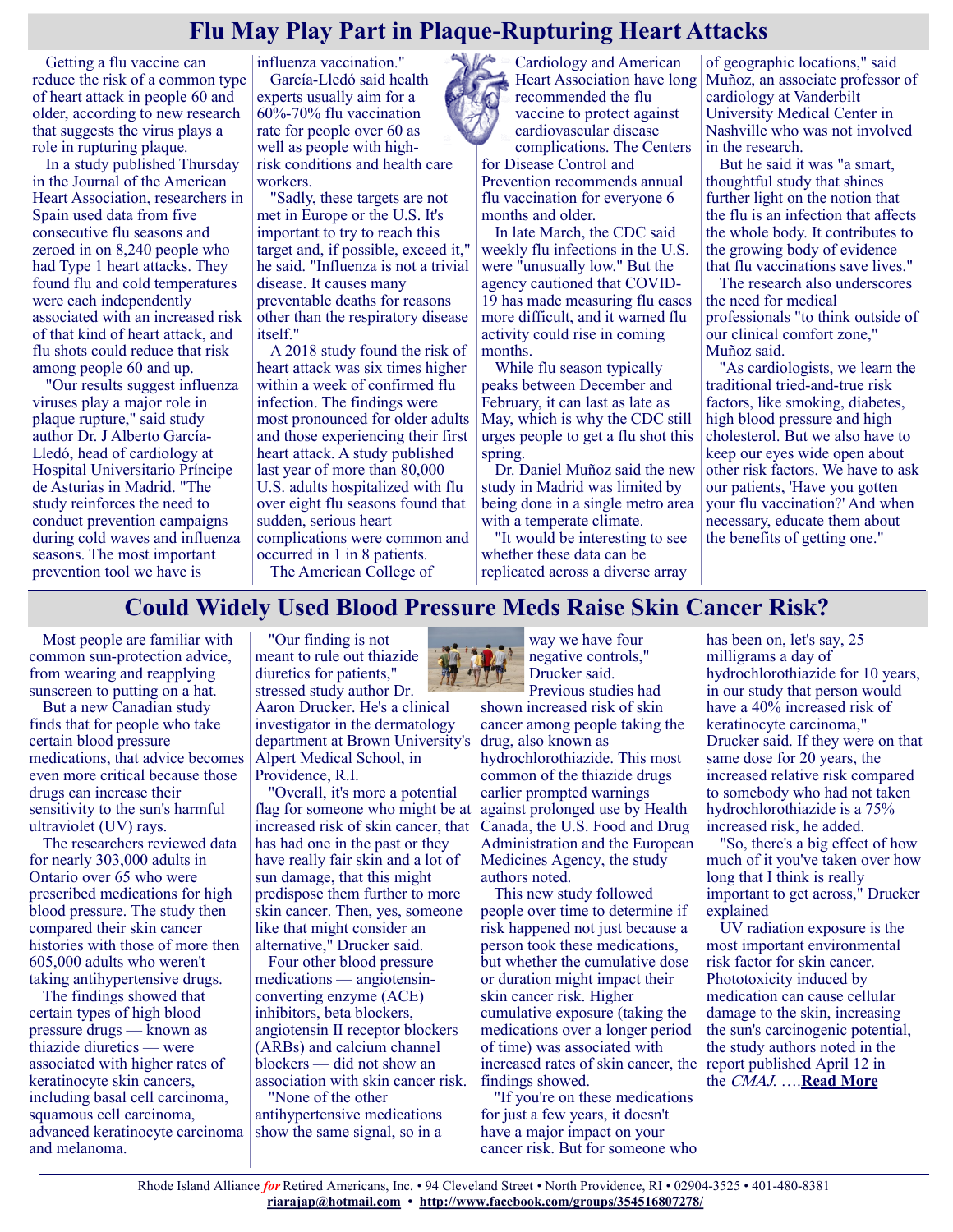## Flu May Play Part in Plaque-Rupturing Heart Attacks

Getting a flu vaccine can reduce the risk of a common type of heart attack in people 60 and older, according to new research that suggests the virus plays a role in rupturing plaque.

In a study published Thursday in the Journal of the American Heart Association, researchers in Spain used data from five consecutive flu seasons and zeroed in on 8,240 people who had Type 1 heart attacks. They found flu and cold temperatures were each independently associated with an increased risk of that kind of heart attack, and flu shots could reduce that risk among people 60 and up.

"Our results suggest influenza viruses play a major role in plaque rupture," said study author Dr. J Alberto García-Lledó, head of cardiology at Hospital Universitario Príncipe de Asturias in Madrid. "The study reinforces the need to conduct prevention campaigns during cold waves and influenza seasons. The most important prevention tool we have is influenza vaccination."

García-Lledó said health experts usually aim for a 60%-70% flu vaccination rate for people over 60 as well as people with high-risk conditions and health care workers.

"Sadly, these targets are not met in Europe or the U.S. It's important to try to reach this target and, if possible, exceed it," he said. "Influenza is not a trivial disease. It causes many preventable deaths for reasons other than the respiratory disease itself."

A 2018 study found the risk of heart attack was six times higher within a week of confirmed flu infection. The findings were most pronounced for older adults and those experiencing their first heart attack. A study published last year of more than 80,000 U.S. adults hospitalized with flu over eight flu seasons found that sudden, serious heart complications were common and occurred in 1 in 8 patients.

The American College of Cardiology and American Heart Association have long recommended the flu vaccine to protect against cardiovascular disease complications. The Centers for Disease Control and Prevention recommends annual flu vaccination for everyone 6 months and older.

In late March, the CDC said weekly flu infections in the U.S. were "unusually low." But the agency cautioned that COVID-19 has made measuring flu cases more difficult, and it warned flu activity could rise in coming months.

While flu season typically peaks between December and February, it can last as late as May, which is why the CDC still urges people to get a flu shot this spring.

Dr. Daniel Muñoz said the new study in Madrid was limited by being done in a single metro area with a temperate climate.

"It would be interesting to see whether these data can be replicated across a diverse array of geographic locations," said Muñoz, an associate professor of cardiology at Vanderbilt University Medical Center in Nashville who was not involved in the research.

But he said it was "a smart, thoughtful study that shines further light on the notion that the flu is an infection that affects the whole body. It contributes to the growing body of evidence that flu vaccinations save lives."

The research also underscores the need for medical professionals "to think outside of our clinical comfort zone," Muñoz said.

"As cardiologists, we learn the traditional tried-and-true risk factors, like smoking, diabetes, high blood pressure and high cholesterol. But we also have to keep our eyes wide open about other risk factors. We have to ask our patients, 'Have you gotten your flu vaccination?' And when necessary, educate them about the benefits of getting one."

## Could Widely Used Blood Pressure Meds Raise Skin Cancer Risk?

Most people are familiar with common sun-protection advice, from wearing and reapplying sunscreen to putting on a hat.

But a new Canadian study finds that for people who take certain blood pressure medications, that advice becomes even more critical because those drugs can increase their sensitivity to the sun's harmful ultraviolet (UV) rays.

The researchers reviewed data for nearly 303,000 adults in Ontario over 65 who were prescribed medications for high blood pressure. The study then compared their skin cancer histories with those of more then 605,000 adults who weren't taking antihypertensive drugs.

The findings showed that certain types of high blood pressure drugs — known as thiazide diuretics — were associated with higher rates of keratinocyte skin cancers, including basal cell carcinoma, squamous cell carcinoma, advanced keratinocyte carcinoma and melanoma.

"Our finding is not meant to rule out thiazide diuretics for patients," stressed study author Dr. Aaron Drucker. He's a clinical investigator in the dermatology department at Brown University's Alpert Medical School, in Providence, R.I.

"Overall, it's more a potential flag for someone who might be at increased risk of skin cancer, that has had one in the past or they have really fair skin and a lot of sun damage, that this might predispose them further to more skin cancer. Then, yes, someone like that might consider an alternative," Drucker said.

Four other blood pressure medications — angiotensin-converting enzyme (ACE) inhibitors, beta blockers, angiotensin II receptor blockers (ARBs) and calcium channel blockers — did not show an association with skin cancer risk.

"None of the other antihypertensive medications show the same signal, so in a way we have four negative controls," Drucker said.

Previous studies had shown increased risk of skin cancer among people taking the drug, also known as hydrochlorothiazide. This most common of the thiazide drugs earlier prompted warnings against prolonged use by Health Canada, the U.S. Food and Drug Administration and the European Medicines Agency, the study authors noted.

This new study followed people over time to determine if risk happened not just because a person took these medications, but whether the cumulative dose or duration might impact their skin cancer risk. Higher cumulative exposure (taking the medications over a longer period of time) was associated with increased rates of skin cancer, the findings showed.

"If you're on these medications for just a few years, it doesn't have a major impact on your cancer risk. But for someone who has been on, let's say, 25 milligrams a day of hydrochlorothiazide for 10 years, in our study that person would have a 40% increased risk of keratinocyte carcinoma," Drucker said. If they were on that same dose for 20 years, the increased relative risk compared to somebody who had not taken hydrochlorothiazide is a 75% increased risk, he added.

"So, there's a big effect of how much of it you've taken over how long that I think is really important to get across," Drucker explained

UV radiation exposure is the most important environmental risk factor for skin cancer. Phototoxicity induced by medication can cause cellular damage to the skin, increasing the sun's carcinogenic potential, the study authors noted in the report published April 12 in the *CMAJ.* ….**Read More**

Rhode Island Alliance *for* Retired Americans, Inc. • 94 Cleveland Street • North Providence, RI • 02904-3525 • 401-480-8381
**riarajap@hotmail.com • http://www.facebook.com/groups/354516807278/**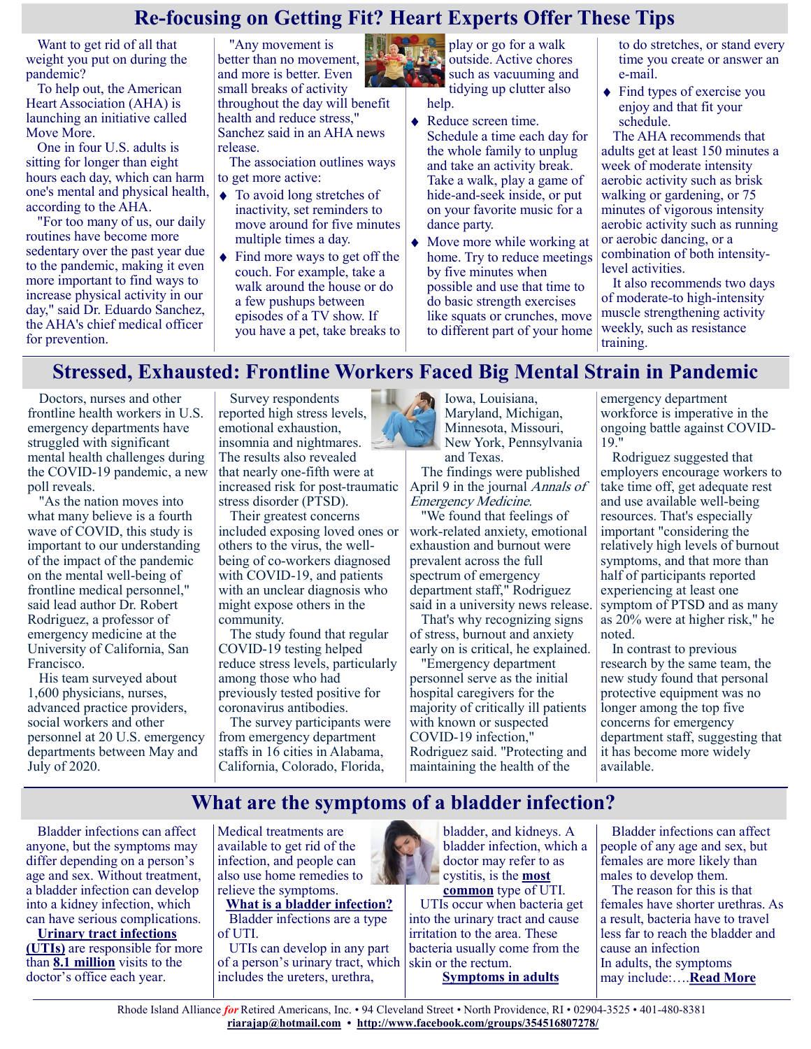# Re-focusing on Getting Fit? Heart Experts Offer These Tips

Want to get rid of all that weight you put on during the pandemic?

To help out, the American Heart Association (AHA) is launching an initiative called Move More.

One in four U.S. adults is sitting for longer than eight hours each day, which can harm one's mental and physical health, according to the AHA.

"For too many of us, our daily routines have become more sedentary over the past year due to the pandemic, making it even more important to find ways to increase physical activity in our day," said Dr. Eduardo Sanchez, the AHA's chief medical officer for prevention.

"Any movement is better than no movement, and more is better. Even small breaks of activity throughout the day will benefit health and reduce stress," Sanchez said in an AHA news release.

The association outlines ways to get more active:

- To avoid long stretches of inactivity, set reminders to move around for five minutes multiple times a day.
- Find more ways to get off the couch. For example, take a walk around the house or do a few pushups between episodes of a TV show. If you have a pet, take breaks to play or go for a walk outside. Active chores such as vacuuming and tidying up clutter also help.
- Reduce screen time. Schedule a time each day for the whole family to unplug and take an activity break. Take a walk, play a game of hide-and-seek inside, or put on your favorite music for a dance party.
- Move more while working at home. Try to reduce meetings by five minutes when possible and use that time to do basic strength exercises like squats or crunches, move to different part of your home to do stretches, or stand every time you create or answer an e-mail.
- Find types of exercise you enjoy and that fit your schedule.

The AHA recommends that adults get at least 150 minutes a week of moderate intensity aerobic activity such as brisk walking or gardening, or 75 minutes of vigorous intensity aerobic activity such as running or aerobic dancing, or a combination of both intensity-level activities.

It also recommends two days of moderate-to high-intensity muscle strengthening activity weekly, such as resistance training.

# Stressed, Exhausted: Frontline Workers Faced Big Mental Strain in Pandemic

Doctors, nurses and other frontline health workers in U.S. emergency departments have struggled with significant mental health challenges during the COVID-19 pandemic, a new poll reveals.

"As the nation moves into what many believe is a fourth wave of COVID, this study is important to our understanding of the impact of the pandemic on the mental well-being of frontline medical personnel," said lead author Dr. Robert Rodriguez, a professor of emergency medicine at the University of California, San Francisco.

His team surveyed about 1,600 physicians, nurses, advanced practice providers, social workers and other personnel at 20 U.S. emergency departments between May and July of 2020.

Survey respondents reported high stress levels, emotional exhaustion, insomnia and nightmares. The results also revealed that nearly one-fifth were at increased risk for post-traumatic stress disorder (PTSD).

Their greatest concerns included exposing loved ones or others to the virus, the well-being of co-workers diagnosed with COVID-19, and patients with an unclear diagnosis who might expose others in the community.

The study found that regular COVID-19 testing helped reduce stress levels, particularly among those who had previously tested positive for coronavirus antibodies.

The survey participants were from emergency department staffs in 16 cities in Alabama, California, Colorado, Florida, Iowa, Louisiana, Maryland, Michigan, Minnesota, Missouri, New York, Pennsylvania and Texas.

The findings were published April 9 in the journal *Annals of Emergency Medicine*.

"We found that feelings of work-related anxiety, emotional exhaustion and burnout were prevalent across the full spectrum of emergency department staff," Rodriguez said in a university news release.

That's why recognizing signs of stress, burnout and anxiety early on is critical, he explained.

"Emergency department personnel serve as the initial hospital caregivers for the majority of critically ill patients with known or suspected COVID-19 infection," Rodriguez said. "Protecting and maintaining the health of the emergency department workforce is imperative in the ongoing battle against COVID-19."

Rodriguez suggested that employers encourage workers to take time off, get adequate rest and use available well-being resources. That's especially important "considering the relatively high levels of burnout symptoms, and that more than half of participants reported experiencing at least one symptom of PTSD and as many as 20% were at higher risk," he noted.

In contrast to previous research by the same team, the new study found that personal protective equipment was no longer among the top five concerns for emergency department staff, suggesting that it has become more widely available.

# What are the symptoms of a bladder infection?

Bladder infections can affect anyone, but the symptoms may differ depending on a person's age and sex. Without treatment, a bladder infection can develop into a kidney infection, which can have serious complications.

**Urinary tract infections (UTIs)** are responsible for more than **8.1 million** visits to the doctor's office each year.

Medical treatments are available to get rid of the infection, and people can also use home remedies to relieve the symptoms.

**What is a bladder infection?**

Bladder infections are a type of UTI.

UTIs can develop in any part of a person's urinary tract, which includes the ureters, urethra, bladder, and kidneys. A bladder infection, which a doctor may refer to as cystitis, is the **most common** type of UTI.

UTIs occur when bacteria get into the urinary tract and cause irritation to the area. These bacteria usually come from the skin or the rectum.

**Symptoms in adults**

Bladder infections can affect people of any age and sex, but females are more likely than males to develop them.

The reason for this is that females have shorter urethras. As a result, bacteria have to travel less far to reach the bladder and cause an infection

In adults, the symptoms may include:….**Read More**

Rhode Island Alliance *for* Retired Americans, Inc. • 94 Cleveland Street • North Providence, RI • 02904-3525 • 401-480-8381
**riarajap@hotmail.com** • **http://www.facebook.com/groups/354516807278/**